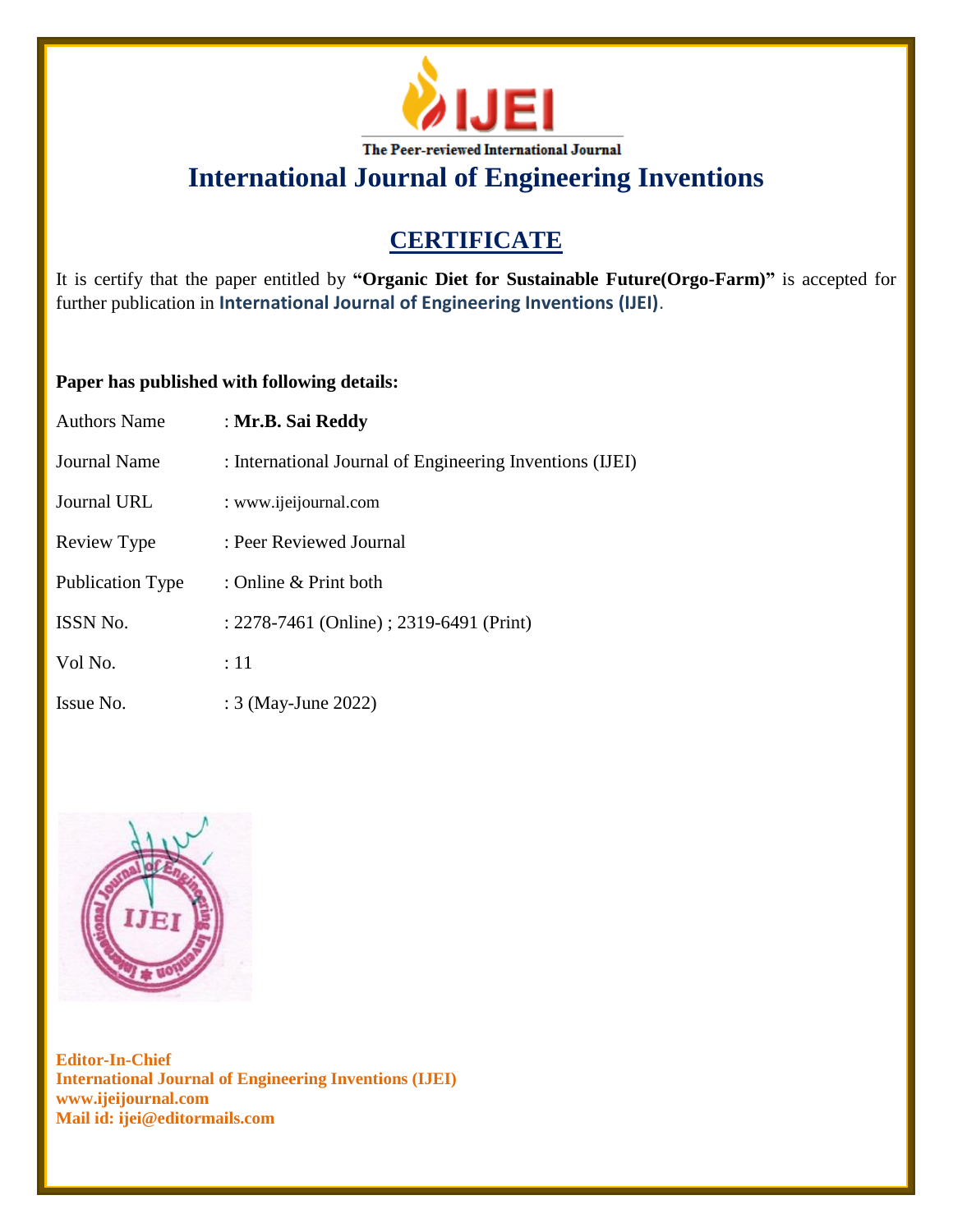IJEI

The Peer-reviewed International Journal

# International Journal of Engineering Inventions

## CERTIFICATE

It is certify that the paper entitled by **"Organic Diet for Sustainable Future(Orgo-Farm)"** is accepted for further publication in **International Journal of Engineering Inventions (IJEI)**.

**Paper has published with following details:**

| | |
|---|---|
| Authors Name | : **Mr.B. Sai Reddy** |
| Journal Name | : International Journal of Engineering Inventions (IJEI) |
| Journal URL | : www.ijeijournal.com |
| Review Type | : Peer Reviewed Journal |
| Publication Type | : Online & Print both |
| ISSN No. | : 2278-7461 (Online) ; 2319-6491 (Print) |
| Vol No. | : 11 |
| Issue No. | : 3 (May-June 2022) |

**Editor-In-Chief**
**International Journal of Engineering Inventions (IJEI)**
**www.ijeijournal.com**
**Mail id: ijei@editormails.com**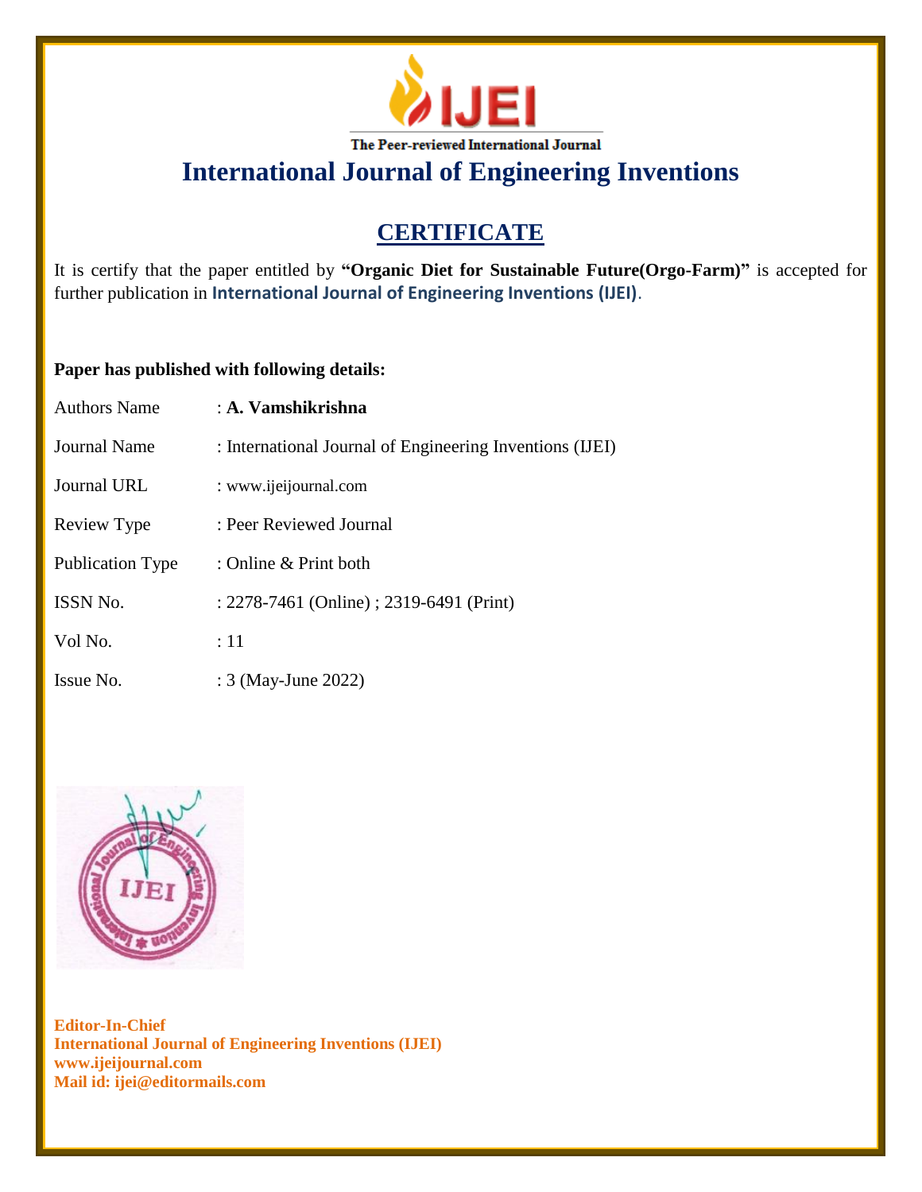IJEI

The Peer-reviewed International Journal

# International Journal of Engineering Inventions

## CERTIFICATE

It is certify that the paper entitled by **"Organic Diet for Sustainable Future(Orgo-Farm)"** is accepted for further publication in **International Journal of Engineering Inventions (IJEI)**.

**Paper has published with following details:**

| | |
|---|---|
| Authors Name | : **A. Vamshikrishna** |
| Journal Name | : International Journal of Engineering Inventions (IJEI) |
| Journal URL | : www.ijeijournal.com |
| Review Type | : Peer Reviewed Journal |
| Publication Type | : Online & Print both |
| ISSN No. | : 2278-7461 (Online) ; 2319-6491 (Print) |
| Vol No. | : 11 |
| Issue No. | : 3 (May-June 2022) |

**Editor-In-Chief**
**International Journal of Engineering Inventions (IJEI)**
**www.ijeijournal.com**
**Mail id: ijei@editormails.com**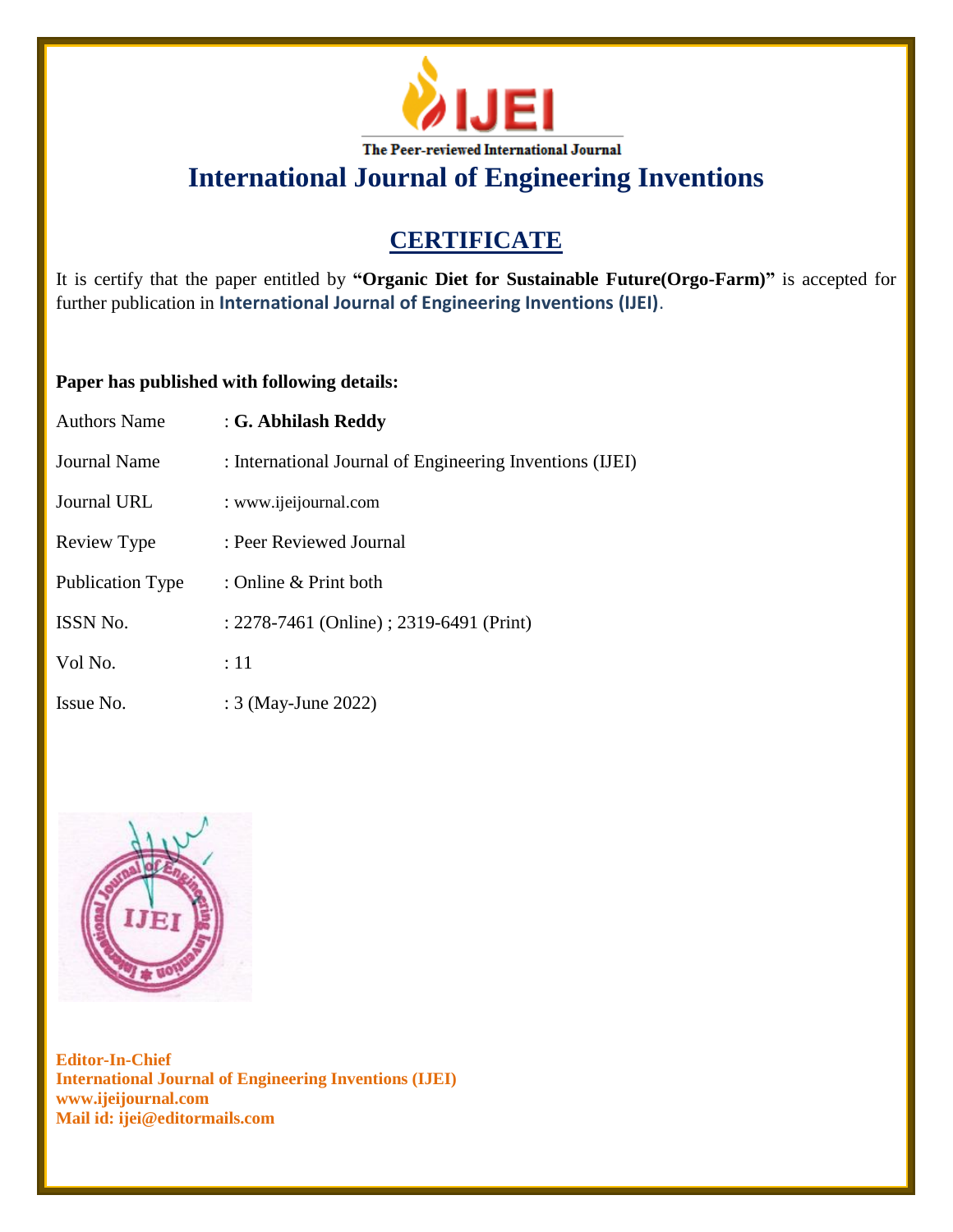IJEI

The Peer-reviewed International Journal

# International Journal of Engineering Inventions

## CERTIFICATE

It is certify that the paper entitled by **"Organic Diet for Sustainable Future(Orgo-Farm)"** is accepted for further publication in **International Journal of Engineering Inventions (IJEI)**.

**Paper has published with following details:**

| | |
|---|---|
| Authors Name | : **G. Abhilash Reddy** |
| Journal Name | : International Journal of Engineering Inventions (IJEI) |
| Journal URL | : www.ijeijournal.com |
| Review Type | : Peer Reviewed Journal |
| Publication Type | : Online & Print both |
| ISSN No. | : 2278-7461 (Online) ; 2319-6491 (Print) |
| Vol No. | : 11 |
| Issue No. | : 3 (May-June 2022) |

**Editor-In-Chief**
**International Journal of Engineering Inventions (IJEI)**
**www.ijeijournal.com**
**Mail id: ijei@editormails.com**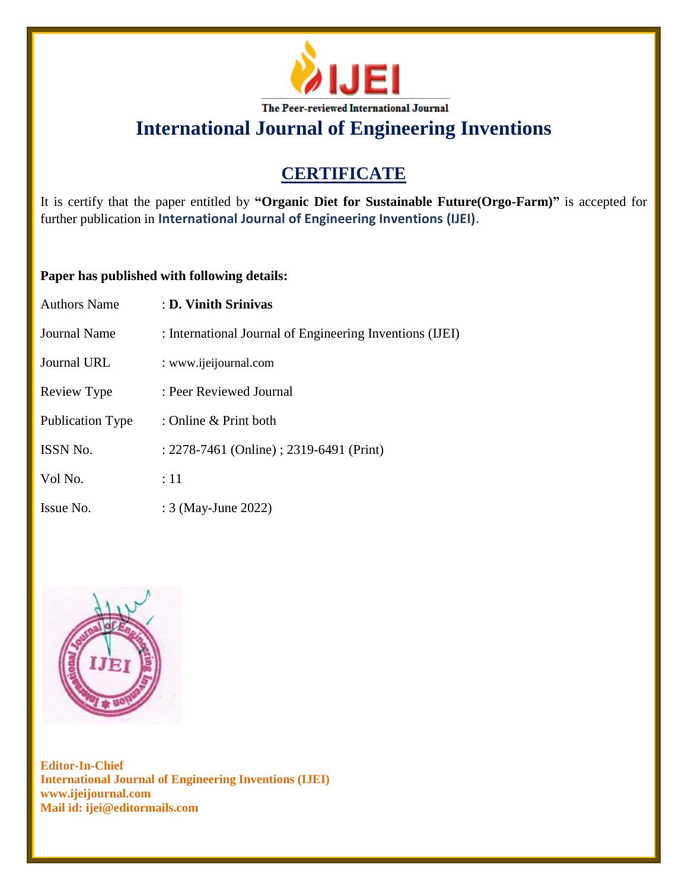The Peer-reviewed International Journal

# International Journal of Engineering Inventions

## CERTIFICATE

It is certify that the paper entitled by **"Organic Diet for Sustainable Future(Orgo-Farm)"** is accepted for further publication in **International Journal of Engineering Inventions (IJEI)**.

**Paper has published with following details:**

| | |
|---|---|
| Authors Name | : **D. Vinith Srinivas** |
| Journal Name | : International Journal of Engineering Inventions (IJEI) |
| Journal URL | : www.ijeijournal.com |
| Review Type | : Peer Reviewed Journal |
| Publication Type | : Online & Print both |
| ISSN No. | : 2278-7461 (Online) ; 2319-6491 (Print) |
| Vol No. | : 11 |
| Issue No. | : 3 (May-June 2022) |

**Editor-In-Chief**
**International Journal of Engineering Inventions (IJEI)**
**www.ijeijournal.com**
**Mail id: ijei@editormails.com**